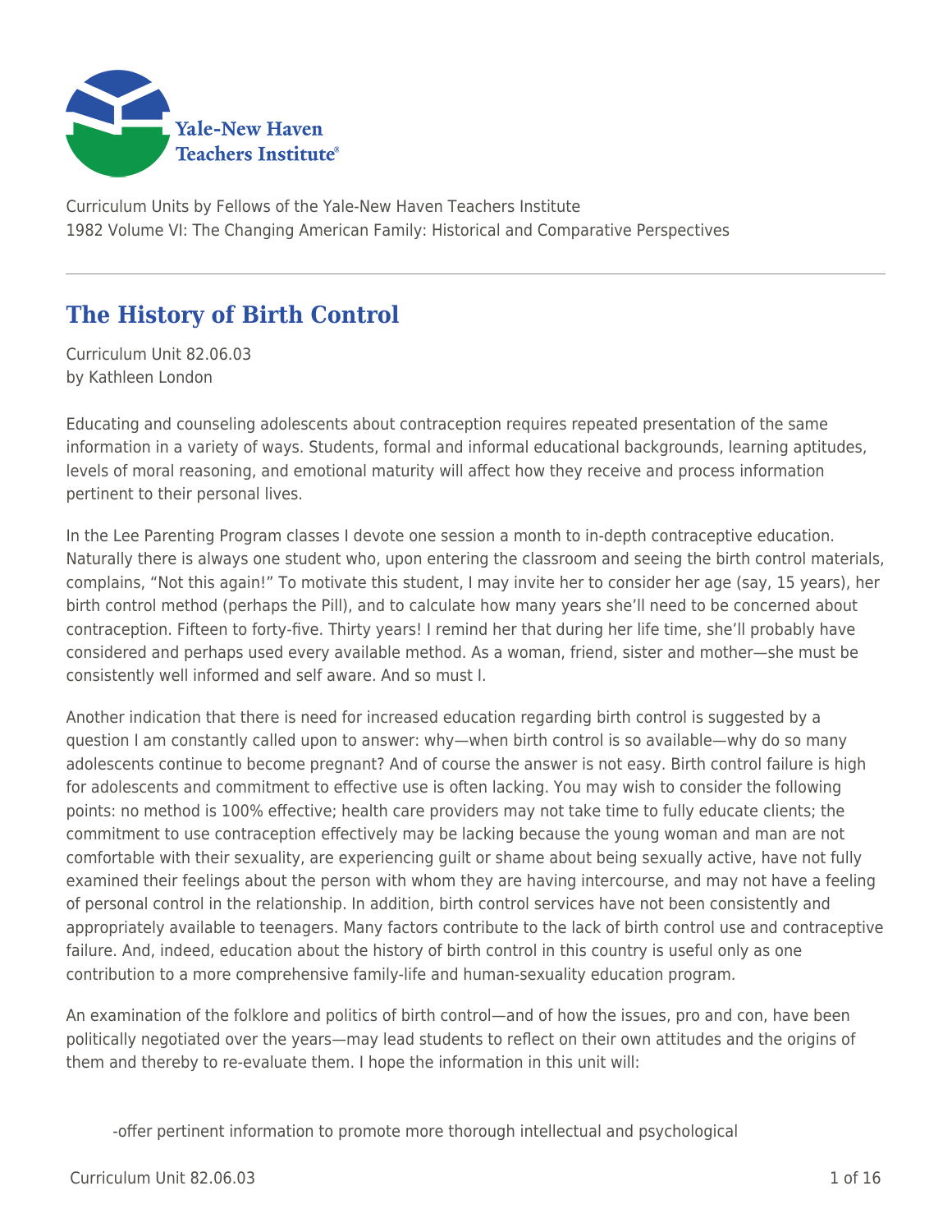Curriculum Units by Fellows of the Yale-New Haven Teachers Institute
1982 Volume VI: The Changing American Family: Historical and Comparative Perspectives

# The History of Birth Control

Curriculum Unit 82.06.03
by Kathleen London

Educating and counseling adolescents about contraception requires repeated presentation of the same information in a variety of ways. Students, formal and informal educational backgrounds, learning aptitudes, levels of moral reasoning, and emotional maturity will affect how they receive and process information pertinent to their personal lives.

In the Lee Parenting Program classes I devote one session a month to in-depth contraceptive education. Naturally there is always one student who, upon entering the classroom and seeing the birth control materials, complains, "Not this again!" To motivate this student, I may invite her to consider her age (say, 15 years), her birth control method (perhaps the Pill), and to calculate how many years she'll need to be concerned about contraception. Fifteen to forty-five. Thirty years! I remind her that during her life time, she'll probably have considered and perhaps used every available method. As a woman, friend, sister and mother—she must be consistently well informed and self aware. And so must I.

Another indication that there is need for increased education regarding birth control is suggested by a question I am constantly called upon to answer: why—when birth control is so available—why do so many adolescents continue to become pregnant? And of course the answer is not easy. Birth control failure is high for adolescents and commitment to effective use is often lacking. You may wish to consider the following points: no method is 100% effective; health care providers may not take time to fully educate clients; the commitment to use contraception effectively may be lacking because the young woman and man are not comfortable with their sexuality, are experiencing guilt or shame about being sexually active, have not fully examined their feelings about the person with whom they are having intercourse, and may not have a feeling of personal control in the relationship. In addition, birth control services have not been consistently and appropriately available to teenagers. Many factors contribute to the lack of birth control use and contraceptive failure. And, indeed, education about the history of birth control in this country is useful only as one contribution to a more comprehensive family-life and human-sexuality education program.

An examination of the folklore and politics of birth control—and of how the issues, pro and con, have been politically negotiated over the years—may lead students to reflect on their own attitudes and the origins of them and thereby to re-evaluate them. I hope the information in this unit will:

-offer pertinent information to promote more thorough intellectual and psychological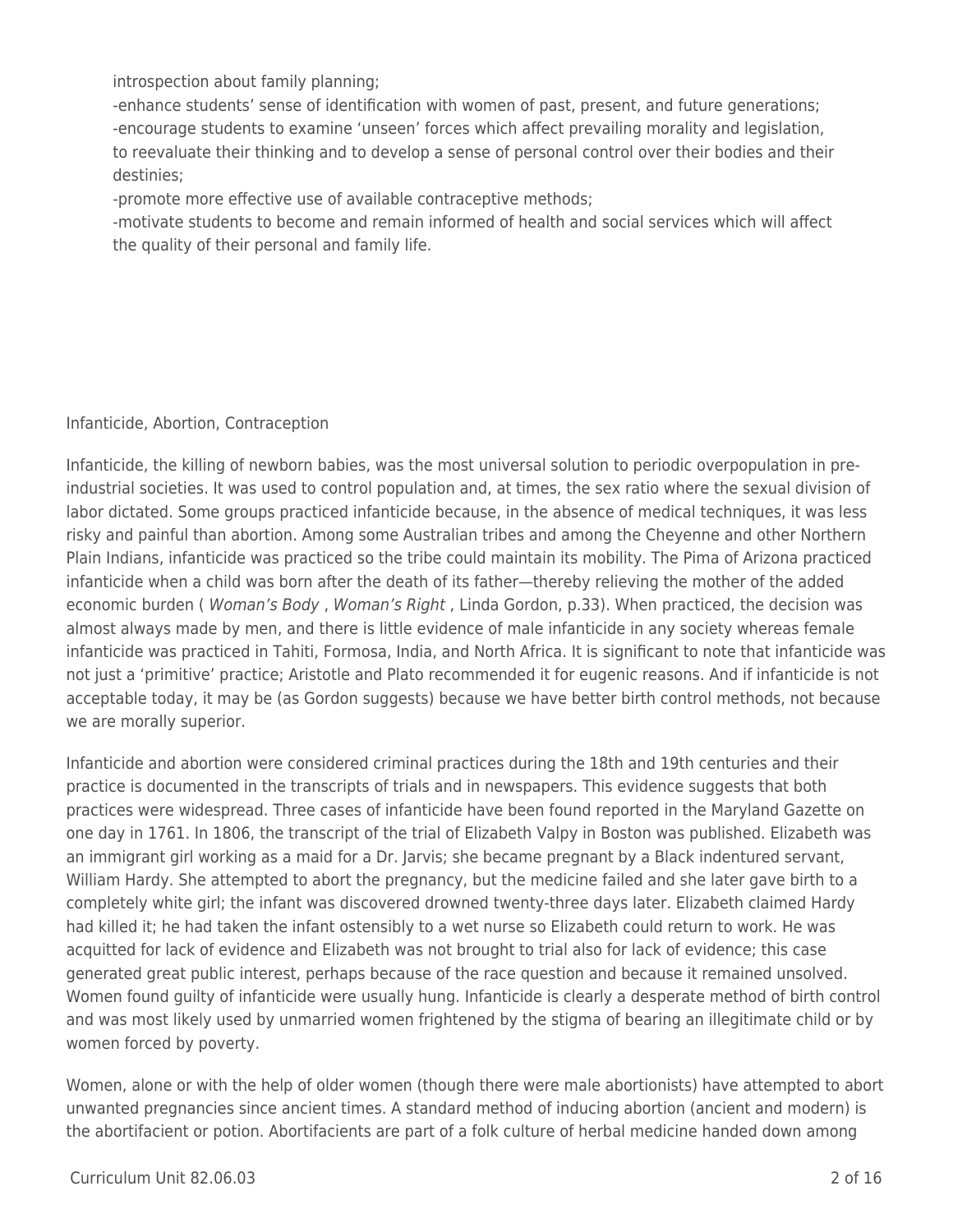introspection about family planning;

-enhance students' sense of identification with women of past, present, and future generations;

-encourage students to examine 'unseen' forces which affect prevailing morality and legislation, to reevaluate their thinking and to develop a sense of personal control over their bodies and their destinies;

-promote more effective use of available contraceptive methods;

-motivate students to become and remain informed of health and social services which will affect the quality of their personal and family life.

## Infanticide, Abortion, Contraception

Infanticide, the killing of newborn babies, was the most universal solution to periodic overpopulation in pre-industrial societies. It was used to control population and, at times, the sex ratio where the sexual division of labor dictated. Some groups practiced infanticide because, in the absence of medical techniques, it was less risky and painful than abortion. Among some Australian tribes and among the Cheyenne and other Northern Plain Indians, infanticide was practiced so the tribe could maintain its mobility. The Pima of Arizona practiced infanticide when a child was born after the death of its father—thereby relieving the mother of the added economic burden ( *Woman's Body* , *Woman's Right* , Linda Gordon, p.33). When practiced, the decision was almost always made by men, and there is little evidence of male infanticide in any society whereas female infanticide was practiced in Tahiti, Formosa, India, and North Africa. It is significant to note that infanticide was not just a 'primitive' practice; Aristotle and Plato recommended it for eugenic reasons. And if infanticide is not acceptable today, it may be (as Gordon suggests) because we have better birth control methods, not because we are morally superior.

Infanticide and abortion were considered criminal practices during the 18th and 19th centuries and their practice is documented in the transcripts of trials and in newspapers. This evidence suggests that both practices were widespread. Three cases of infanticide have been found reported in the Maryland Gazette on one day in 1761. In 1806, the transcript of the trial of Elizabeth Valpy in Boston was published. Elizabeth was an immigrant girl working as a maid for a Dr. Jarvis; she became pregnant by a Black indentured servant, William Hardy. She attempted to abort the pregnancy, but the medicine failed and she later gave birth to a completely white girl; the infant was discovered drowned twenty-three days later. Elizabeth claimed Hardy had killed it; he had taken the infant ostensibly to a wet nurse so Elizabeth could return to work. He was acquitted for lack of evidence and Elizabeth was not brought to trial also for lack of evidence; this case generated great public interest, perhaps because of the race question and because it remained unsolved. Women found guilty of infanticide were usually hung. Infanticide is clearly a desperate method of birth control and was most likely used by unmarried women frightened by the stigma of bearing an illegitimate child or by women forced by poverty.

Women, alone or with the help of older women (though there were male abortionists) have attempted to abort unwanted pregnancies since ancient times. A standard method of inducing abortion (ancient and modern) is the abortifacient or potion. Abortifacients are part of a folk culture of herbal medicine handed down among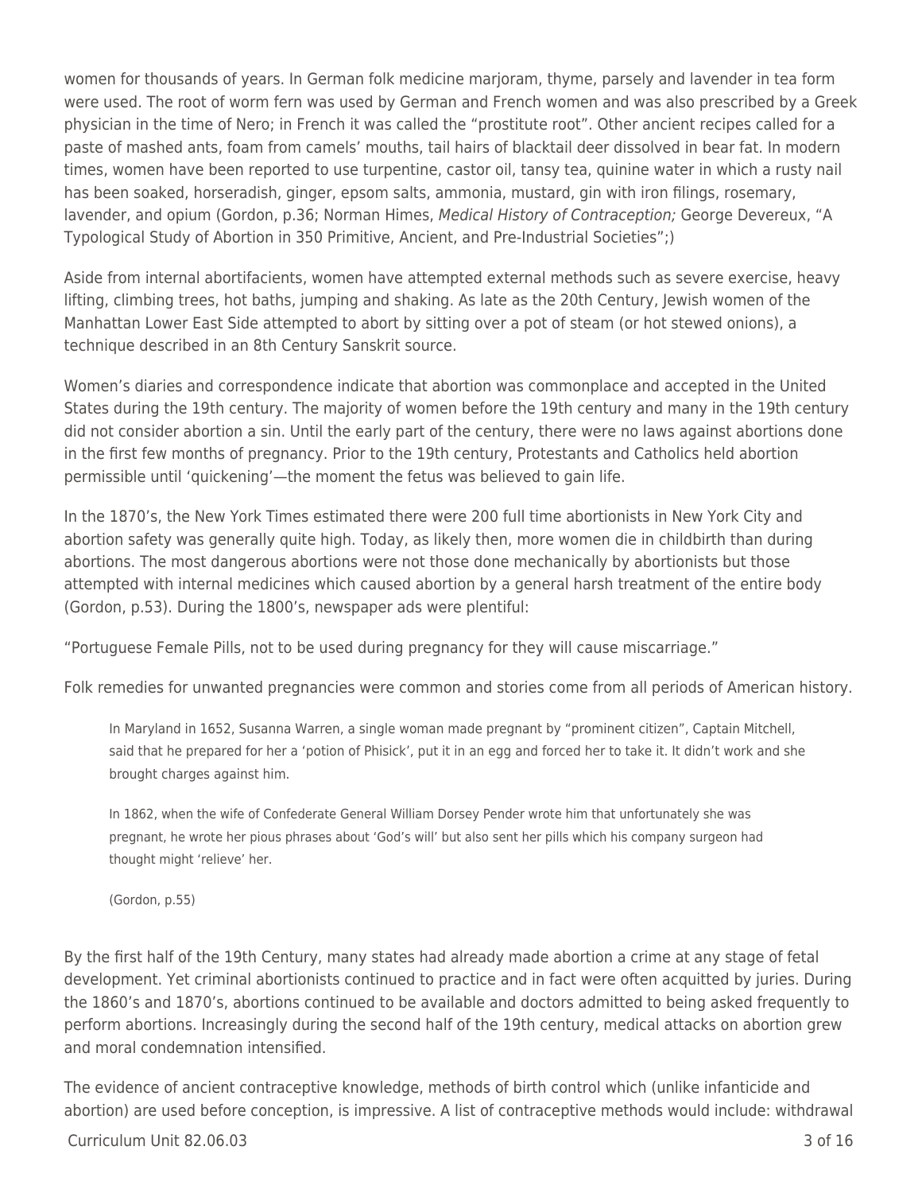women for thousands of years. In German folk medicine marjoram, thyme, parsely and lavender in tea form were used. The root of worm fern was used by German and French women and was also prescribed by a Greek physician in the time of Nero; in French it was called the "prostitute root". Other ancient recipes called for a paste of mashed ants, foam from camels' mouths, tail hairs of blacktail deer dissolved in bear fat. In modern times, women have been reported to use turpentine, castor oil, tansy tea, quinine water in which a rusty nail has been soaked, horseradish, ginger, epsom salts, ammonia, mustard, gin with iron filings, rosemary, lavender, and opium (Gordon, p.36; Norman Himes, *Medical History of Contraception;* George Devereux, "A Typological Study of Abortion in 350 Primitive, Ancient, and Pre-Industrial Societies";)

Aside from internal abortifacients, women have attempted external methods such as severe exercise, heavy lifting, climbing trees, hot baths, jumping and shaking. As late as the 20th Century, Jewish women of the Manhattan Lower East Side attempted to abort by sitting over a pot of steam (or hot stewed onions), a technique described in an 8th Century Sanskrit source.

Women's diaries and correspondence indicate that abortion was commonplace and accepted in the United States during the 19th century. The majority of women before the 19th century and many in the 19th century did not consider abortion a sin. Until the early part of the century, there were no laws against abortions done in the first few months of pregnancy. Prior to the 19th century, Protestants and Catholics held abortion permissible until 'quickening'—the moment the fetus was believed to gain life.

In the 1870's, the New York Times estimated there were 200 full time abortionists in New York City and abortion safety was generally quite high. Today, as likely then, more women die in childbirth than during abortions. The most dangerous abortions were not those done mechanically by abortionists but those attempted with internal medicines which caused abortion by a general harsh treatment of the entire body (Gordon, p.53). During the 1800's, newspaper ads were plentiful:

"Portuguese Female Pills, not to be used during pregnancy for they will cause miscarriage."

Folk remedies for unwanted pregnancies were common and stories come from all periods of American history.

> In Maryland in 1652, Susanna Warren, a single woman made pregnant by "prominent citizen", Captain Mitchell, said that he prepared for her a 'potion of Phisick', put it in an egg and forced her to take it. It didn't work and she brought charges against him.
>
> In 1862, when the wife of Confederate General William Dorsey Pender wrote him that unfortunately she was pregnant, he wrote her pious phrases about 'God's will' but also sent her pills which his company surgeon had thought might 'relieve' her.
>
> (Gordon, p.55)

By the first half of the 19th Century, many states had already made abortion a crime at any stage of fetal development. Yet criminal abortionists continued to practice and in fact were often acquitted by juries. During the 1860's and 1870's, abortions continued to be available and doctors admitted to being asked frequently to perform abortions. Increasingly during the second half of the 19th century, medical attacks on abortion grew and moral condemnation intensified.

The evidence of ancient contraceptive knowledge, methods of birth control which (unlike infanticide and abortion) are used before conception, is impressive. A list of contraceptive methods would include: withdrawal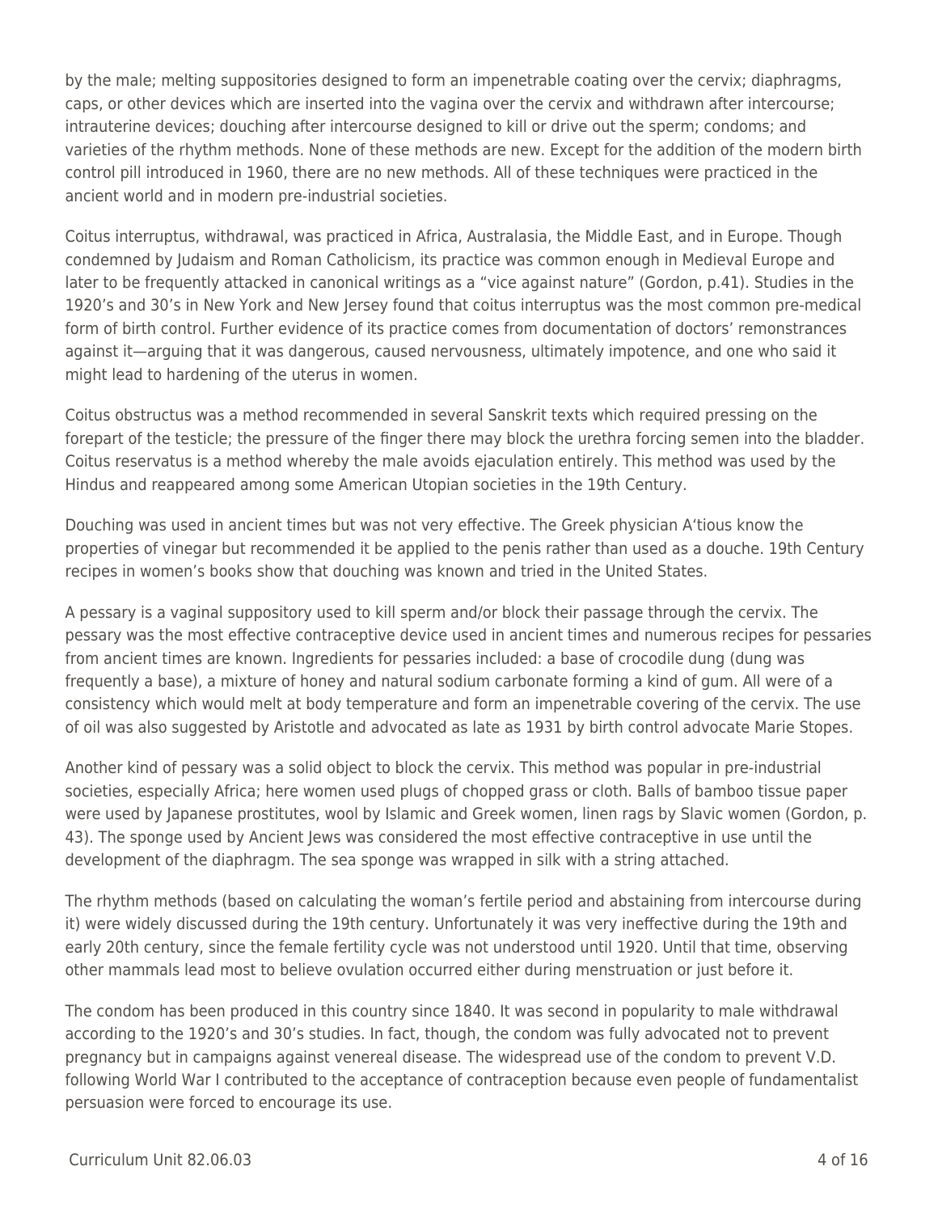by the male; melting suppositories designed to form an impenetrable coating over the cervix; diaphragms, caps, or other devices which are inserted into the vagina over the cervix and withdrawn after intercourse; intrauterine devices; douching after intercourse designed to kill or drive out the sperm; condoms; and varieties of the rhythm methods. None of these methods are new. Except for the addition of the modern birth control pill introduced in 1960, there are no new methods. All of these techniques were practiced in the ancient world and in modern pre-industrial societies.

Coitus interruptus, withdrawal, was practiced in Africa, Australasia, the Middle East, and in Europe. Though condemned by Judaism and Roman Catholicism, its practice was common enough in Medieval Europe and later to be frequently attacked in canonical writings as a "vice against nature" (Gordon, p.41). Studies in the 1920's and 30's in New York and New Jersey found that coitus interruptus was the most common pre-medical form of birth control. Further evidence of its practice comes from documentation of doctors' remonstrances against it—arguing that it was dangerous, caused nervousness, ultimately impotence, and one who said it might lead to hardening of the uterus in women.

Coitus obstructus was a method recommended in several Sanskrit texts which required pressing on the forepart of the testicle; the pressure of the finger there may block the urethra forcing semen into the bladder. Coitus reservatus is a method whereby the male avoids ejaculation entirely. This method was used by the Hindus and reappeared among some American Utopian societies in the 19th Century.

Douching was used in ancient times but was not very effective. The Greek physician A'tious know the properties of vinegar but recommended it be applied to the penis rather than used as a douche. 19th Century recipes in women's books show that douching was known and tried in the United States.

A pessary is a vaginal suppository used to kill sperm and/or block their passage through the cervix. The pessary was the most effective contraceptive device used in ancient times and numerous recipes for pessaries from ancient times are known. Ingredients for pessaries included: a base of crocodile dung (dung was frequently a base), a mixture of honey and natural sodium carbonate forming a kind of gum. All were of a consistency which would melt at body temperature and form an impenetrable covering of the cervix. The use of oil was also suggested by Aristotle and advocated as late as 1931 by birth control advocate Marie Stopes.

Another kind of pessary was a solid object to block the cervix. This method was popular in pre-industrial societies, especially Africa; here women used plugs of chopped grass or cloth. Balls of bamboo tissue paper were used by Japanese prostitutes, wool by Islamic and Greek women, linen rags by Slavic women (Gordon, p. 43). The sponge used by Ancient Jews was considered the most effective contraceptive in use until the development of the diaphragm. The sea sponge was wrapped in silk with a string attached.

The rhythm methods (based on calculating the woman's fertile period and abstaining from intercourse during it) were widely discussed during the 19th century. Unfortunately it was very ineffective during the 19th and early 20th century, since the female fertility cycle was not understood until 1920. Until that time, observing other mammals lead most to believe ovulation occurred either during menstruation or just before it.

The condom has been produced in this country since 1840. It was second in popularity to male withdrawal according to the 1920's and 30's studies. In fact, though, the condom was fully advocated not to prevent pregnancy but in campaigns against venereal disease. The widespread use of the condom to prevent V.D. following World War I contributed to the acceptance of contraception because even people of fundamentalist persuasion were forced to encourage its use.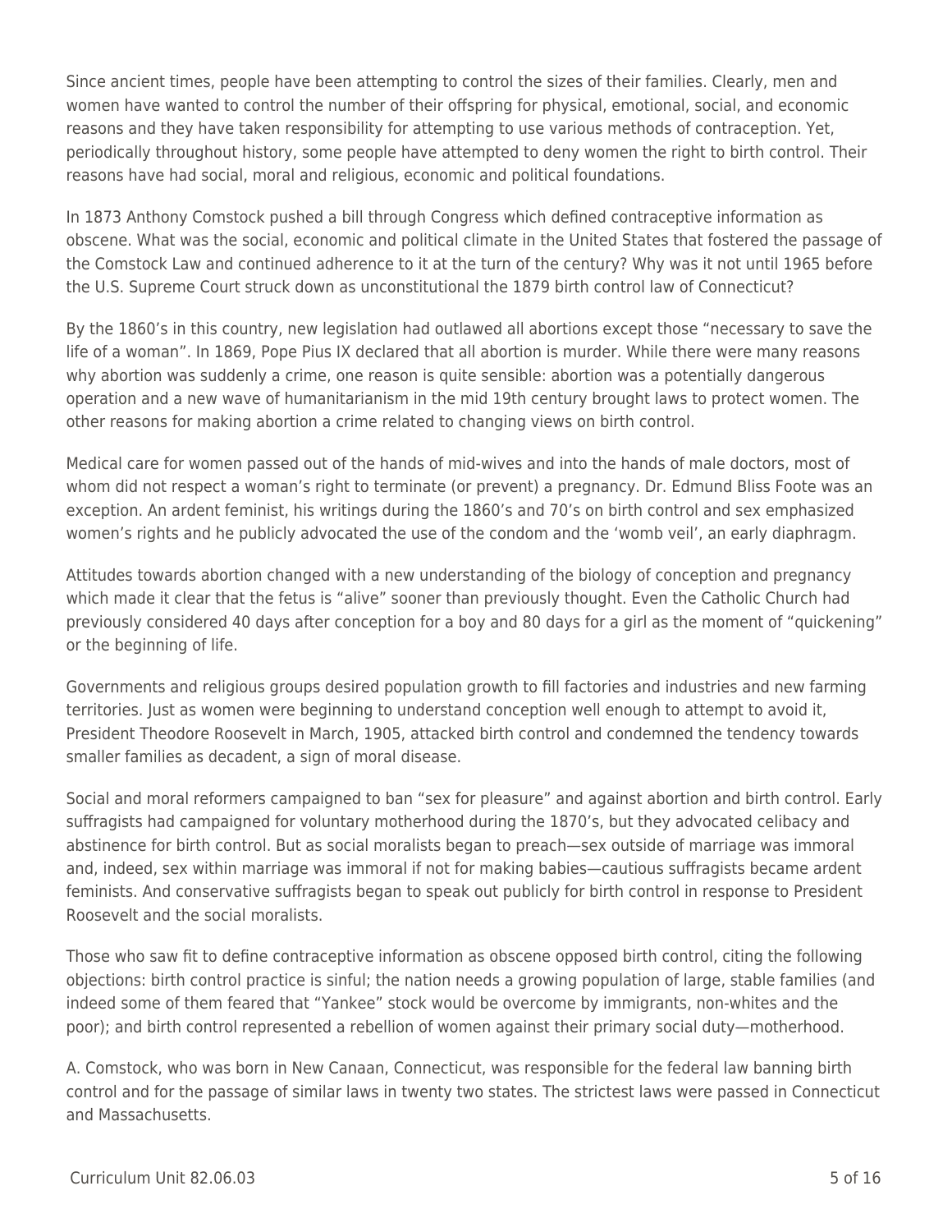Since ancient times, people have been attempting to control the sizes of their families. Clearly, men and women have wanted to control the number of their offspring for physical, emotional, social, and economic reasons and they have taken responsibility for attempting to use various methods of contraception. Yet, periodically throughout history, some people have attempted to deny women the right to birth control. Their reasons have had social, moral and religious, economic and political foundations.

In 1873 Anthony Comstock pushed a bill through Congress which defined contraceptive information as obscene. What was the social, economic and political climate in the United States that fostered the passage of the Comstock Law and continued adherence to it at the turn of the century? Why was it not until 1965 before the U.S. Supreme Court struck down as unconstitutional the 1879 birth control law of Connecticut?

By the 1860's in this country, new legislation had outlawed all abortions except those "necessary to save the life of a woman". In 1869, Pope Pius IX declared that all abortion is murder. While there were many reasons why abortion was suddenly a crime, one reason is quite sensible: abortion was a potentially dangerous operation and a new wave of humanitarianism in the mid 19th century brought laws to protect women. The other reasons for making abortion a crime related to changing views on birth control.

Medical care for women passed out of the hands of mid-wives and into the hands of male doctors, most of whom did not respect a woman's right to terminate (or prevent) a pregnancy. Dr. Edmund Bliss Foote was an exception. An ardent feminist, his writings during the 1860's and 70's on birth control and sex emphasized women's rights and he publicly advocated the use of the condom and the 'womb veil', an early diaphragm.

Attitudes towards abortion changed with a new understanding of the biology of conception and pregnancy which made it clear that the fetus is "alive" sooner than previously thought. Even the Catholic Church had previously considered 40 days after conception for a boy and 80 days for a girl as the moment of "quickening" or the beginning of life.

Governments and religious groups desired population growth to fill factories and industries and new farming territories. Just as women were beginning to understand conception well enough to attempt to avoid it, President Theodore Roosevelt in March, 1905, attacked birth control and condemned the tendency towards smaller families as decadent, a sign of moral disease.

Social and moral reformers campaigned to ban "sex for pleasure" and against abortion and birth control. Early suffragists had campaigned for voluntary motherhood during the 1870's, but they advocated celibacy and abstinence for birth control. But as social moralists began to preach—sex outside of marriage was immoral and, indeed, sex within marriage was immoral if not for making babies—cautious suffragists became ardent feminists. And conservative suffragists began to speak out publicly for birth control in response to President Roosevelt and the social moralists.

Those who saw fit to define contraceptive information as obscene opposed birth control, citing the following objections: birth control practice is sinful; the nation needs a growing population of large, stable families (and indeed some of them feared that "Yankee" stock would be overcome by immigrants, non-whites and the poor); and birth control represented a rebellion of women against their primary social duty—motherhood.

A. Comstock, who was born in New Canaan, Connecticut, was responsible for the federal law banning birth control and for the passage of similar laws in twenty two states. The strictest laws were passed in Connecticut and Massachusetts.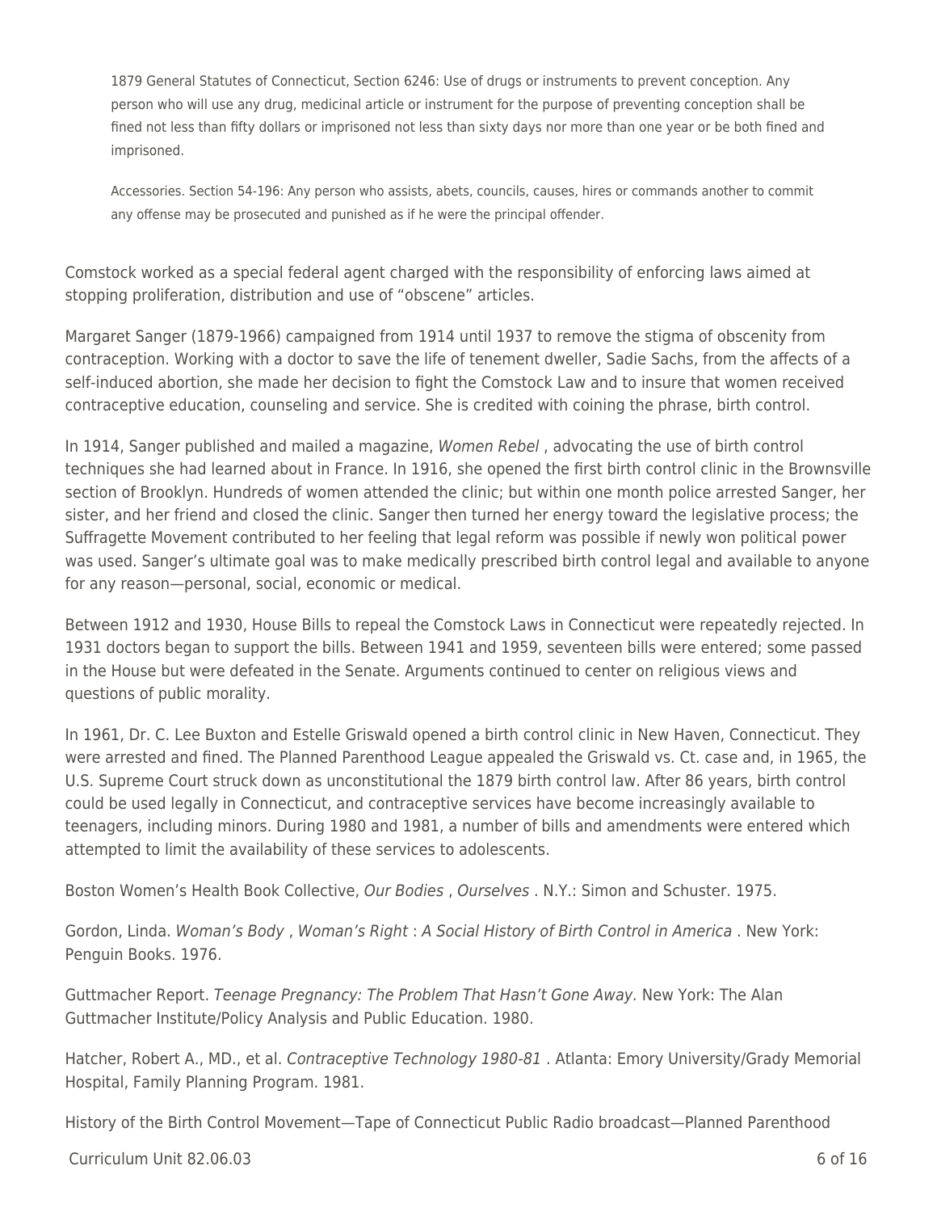> 1879 General Statutes of Connecticut, Section 6246: Use of drugs or instruments to prevent conception. Any person who will use any drug, medicinal article or instrument for the purpose of preventing conception shall be fined not less than fifty dollars or imprisoned not less than sixty days nor more than one year or be both fined and imprisoned.
>
> Accessories. Section 54-196: Any person who assists, abets, councils, causes, hires or commands another to commit any offense may be prosecuted and punished as if he were the principal offender.

Comstock worked as a special federal agent charged with the responsibility of enforcing laws aimed at stopping proliferation, distribution and use of "obscene" articles.

Margaret Sanger (1879-1966) campaigned from 1914 until 1937 to remove the stigma of obscenity from contraception. Working with a doctor to save the life of tenement dweller, Sadie Sachs, from the affects of a self-induced abortion, she made her decision to fight the Comstock Law and to insure that women received contraceptive education, counseling and service. She is credited with coining the phrase, birth control.

In 1914, Sanger published and mailed a magazine, *Women Rebel* , advocating the use of birth control techniques she had learned about in France. In 1916, she opened the first birth control clinic in the Brownsville section of Brooklyn. Hundreds of women attended the clinic; but within one month police arrested Sanger, her sister, and her friend and closed the clinic. Sanger then turned her energy toward the legislative process; the Suffragette Movement contributed to her feeling that legal reform was possible if newly won political power was used. Sanger's ultimate goal was to make medically prescribed birth control legal and available to anyone for any reason—personal, social, economic or medical.

Between 1912 and 1930, House Bills to repeal the Comstock Laws in Connecticut were repeatedly rejected. In 1931 doctors began to support the bills. Between 1941 and 1959, seventeen bills were entered; some passed in the House but were defeated in the Senate. Arguments continued to center on religious views and questions of public morality.

In 1961, Dr. C. Lee Buxton and Estelle Griswald opened a birth control clinic in New Haven, Connecticut. They were arrested and fined. The Planned Parenthood League appealed the Griswald vs. Ct. case and, in 1965, the U.S. Supreme Court struck down as unconstitutional the 1879 birth control law. After 86 years, birth control could be used legally in Connecticut, and contraceptive services have become increasingly available to teenagers, including minors. During 1980 and 1981, a number of bills and amendments were entered which attempted to limit the availability of these services to adolescents.

Boston Women's Health Book Collective, *Our Bodies* , *Ourselves* . N.Y.: Simon and Schuster. 1975.

Gordon, Linda. *Woman's Body* , *Woman's Right* : *A Social History of Birth Control in America* . New York: Penguin Books. 1976.

Guttmacher Report. *Teenage Pregnancy: The Problem That Hasn't Gone Away.* New York: The Alan Guttmacher Institute/Policy Analysis and Public Education. 1980.

Hatcher, Robert A., MD., et al. *Contraceptive Technology 1980-81* . Atlanta: Emory University/Grady Memorial Hospital, Family Planning Program. 1981.

History of the Birth Control Movement—Tape of Connecticut Public Radio broadcast—Planned Parenthood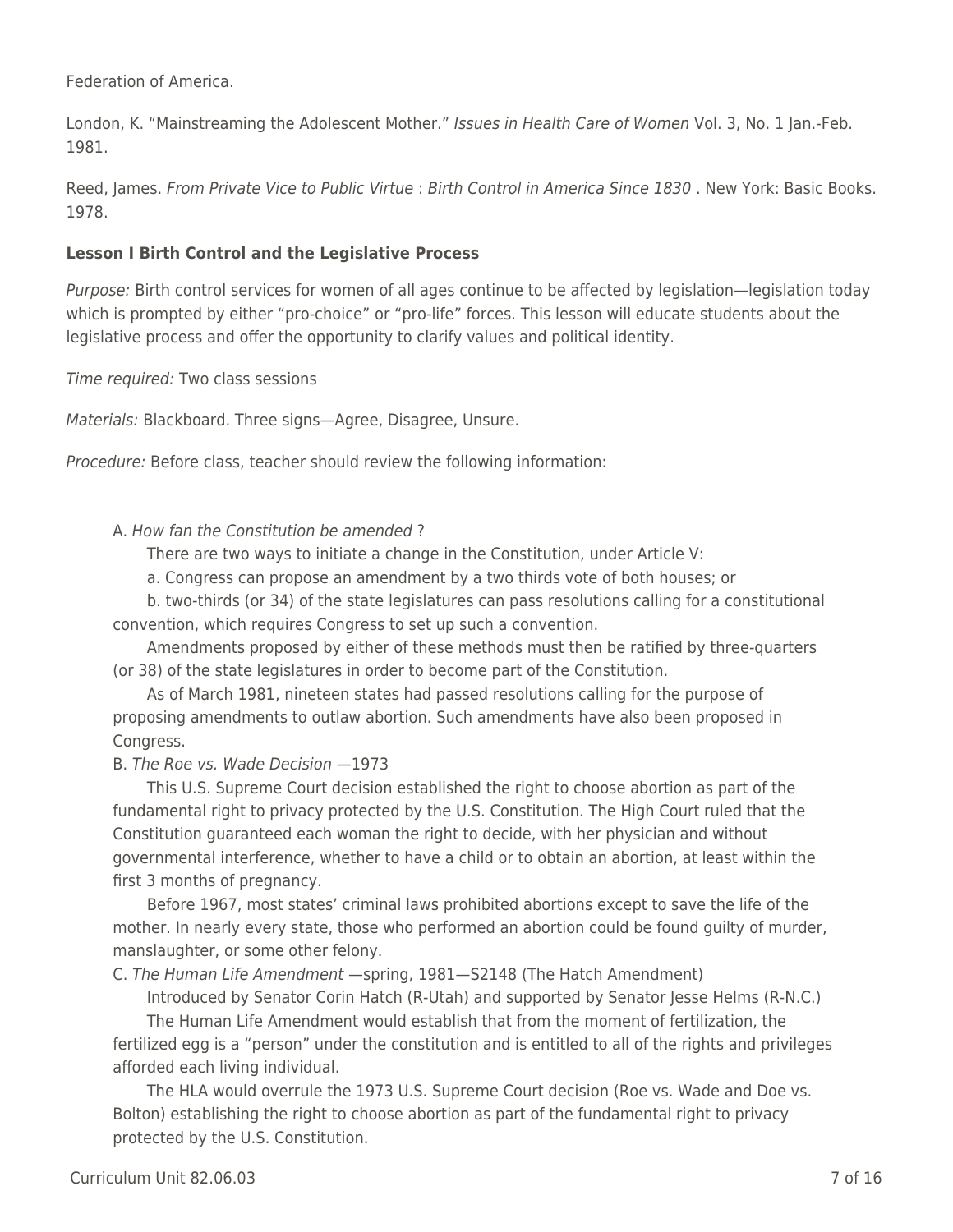Federation of America.

London, K. “Mainstreaming the Adolescent Mother.” *Issues in Health Care of Women* Vol. 3, No. 1 Jan.-Feb. 1981.

Reed, James. *From Private Vice to Public Virtue* : *Birth Control in America Since 1830* . New York: Basic Books. 1978.

**Lesson I Birth Control and the Legislative Process**

*Purpose:* Birth control services for women of all ages continue to be affected by legislation—legislation today which is prompted by either “pro-choice” or “pro-life” forces. This lesson will educate students about the legislative process and offer the opportunity to clarify values and political identity.

*Time required:* Two class sessions

*Materials:* Blackboard. Three signs—Agree, Disagree, Unsure.

*Procedure:* Before class, teacher should review the following information:

A. *How fan the Constitution be amended* ?

There are two ways to initiate a change in the Constitution, under Article V:

a. Congress can propose an amendment by a two thirds vote of both houses; or

b. two-thirds (or 34) of the state legislatures can pass resolutions calling for a constitutional convention, which requires Congress to set up such a convention.

Amendments proposed by either of these methods must then be ratified by three-quarters (or 38) of the state legislatures in order to become part of the Constitution.

As of March 1981, nineteen states had passed resolutions calling for the purpose of proposing amendments to outlaw abortion. Such amendments have also been proposed in Congress.

B. *The Roe vs. Wade Decision* —1973

This U.S. Supreme Court decision established the right to choose abortion as part of the fundamental right to privacy protected by the U.S. Constitution. The High Court ruled that the Constitution guaranteed each woman the right to decide, with her physician and without governmental interference, whether to have a child or to obtain an abortion, at least within the first 3 months of pregnancy.

Before 1967, most states’ criminal laws prohibited abortions except to save the life of the mother. In nearly every state, those who performed an abortion could be found guilty of murder, manslaughter, or some other felony.

C. *The Human Life Amendment* —spring, 1981—S2148 (The Hatch Amendment)

Introduced by Senator Corin Hatch (R-Utah) and supported by Senator Jesse Helms (R-N.C.)

The Human Life Amendment would establish that from the moment of fertilization, the fertilized egg is a “person” under the constitution and is entitled to all of the rights and privileges afforded each living individual.

The HLA would overrule the 1973 U.S. Supreme Court decision (Roe vs. Wade and Doe vs. Bolton) establishing the right to choose abortion as part of the fundamental right to privacy protected by the U.S. Constitution.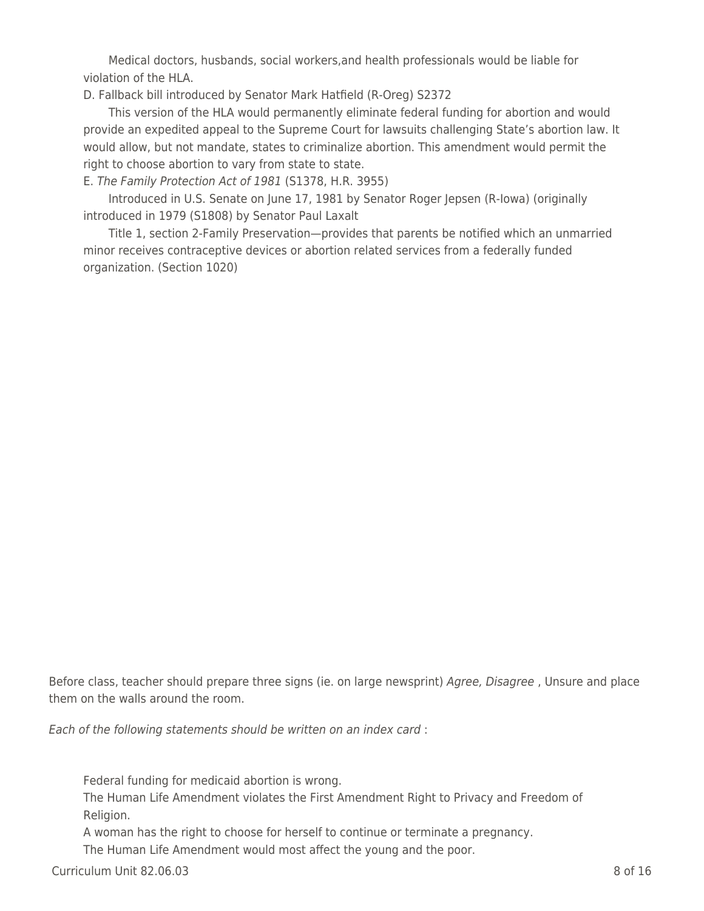Medical doctors, husbands, social workers,and health professionals would be liable for violation of the HLA.

D. Fallback bill introduced by Senator Mark Hatfield (R-Oreg) S2372

This version of the HLA would permanently eliminate federal funding for abortion and would provide an expedited appeal to the Supreme Court for lawsuits challenging State's abortion law. It would allow, but not mandate, states to criminalize abortion. This amendment would permit the right to choose abortion to vary from state to state.

E. *The Family Protection Act of 1981* (S1378, H.R. 3955)

Introduced in U.S. Senate on June 17, 1981 by Senator Roger Jepsen (R-Iowa) (originally introduced in 1979 (S1808) by Senator Paul Laxalt

Title 1, section 2-Family Preservation—provides that parents be notified which an unmarried minor receives contraceptive devices or abortion related services from a federally funded organization. (Section 1020)

Before class, teacher should prepare three signs (ie. on large newsprint) *Agree, Disagree* , Unsure and place them on the walls around the room.

*Each of the following statements should be written on an index card* :

Federal funding for medicaid abortion is wrong.

The Human Life Amendment violates the First Amendment Right to Privacy and Freedom of Religion.

A woman has the right to choose for herself to continue or terminate a pregnancy.

The Human Life Amendment would most affect the young and the poor.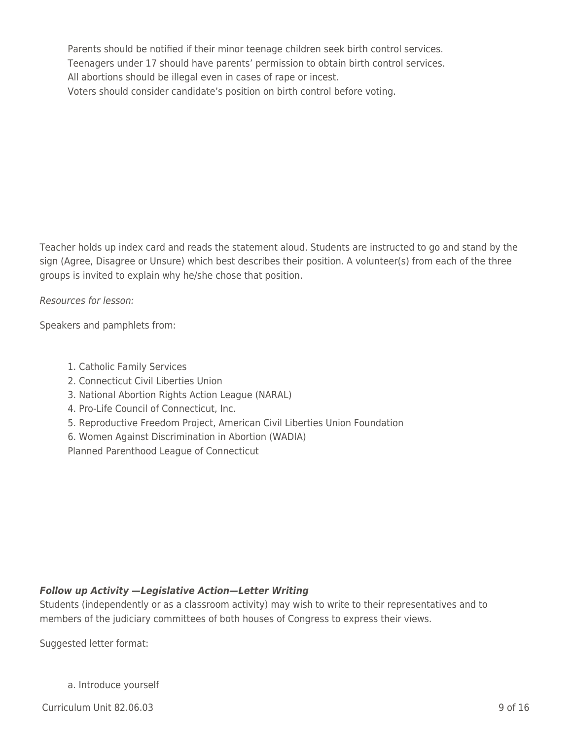Parents should be notified if their minor teenage children seek birth control services.
Teenagers under 17 should have parents' permission to obtain birth control services.
All abortions should be illegal even in cases of rape or incest.
Voters should consider candidate's position on birth control before voting.

Teacher holds up index card and reads the statement aloud. Students are instructed to go and stand by the sign (Agree, Disagree or Unsure) which best describes their position. A volunteer(s) from each of the three groups is invited to explain why he/she chose that position.

*Resources for lesson:*

Speakers and pamphlets from:

1. Catholic Family Services
2. Connecticut Civil Liberties Union
3. National Abortion Rights Action League (NARAL)
4. Pro-Life Council of Connecticut, Inc.
5. Reproductive Freedom Project, American Civil Liberties Union Foundation
6. Women Against Discrimination in Abortion (WADIA)

Planned Parenthood League of Connecticut

***Follow up Activity —Legislative Action—Letter Writing***

Students (independently or as a classroom activity) may wish to write to their representatives and to members of the judiciary committees of both houses of Congress to express their views.

Suggested letter format:

a. Introduce yourself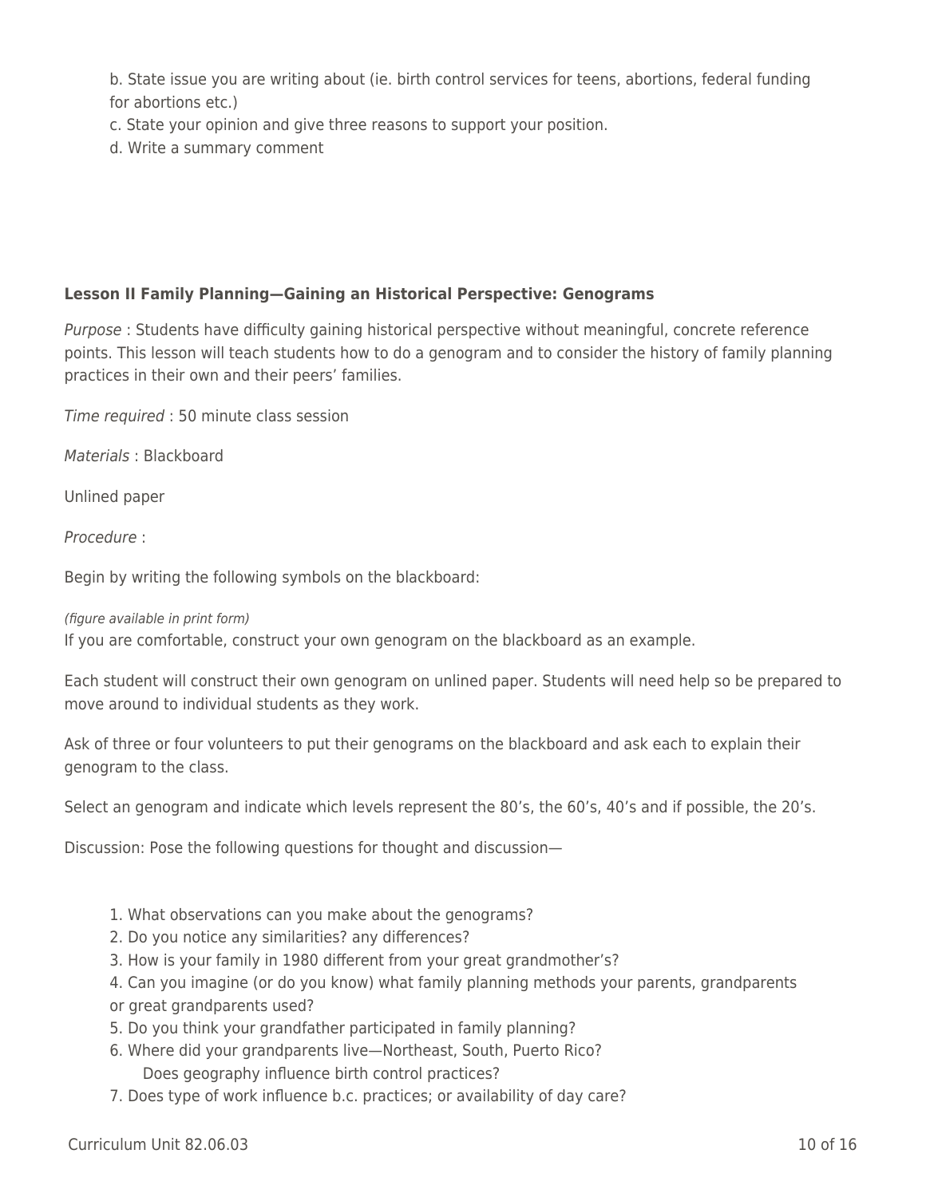b. State issue you are writing about (ie. birth control services for teens, abortions, federal funding for abortions etc.)
c. State your opinion and give three reasons to support your position.
d. Write a summary comment

**Lesson II Family Planning—Gaining an Historical Perspective: Genograms**

*Purpose* : Students have difficulty gaining historical perspective without meaningful, concrete reference points. This lesson will teach students how to do a genogram and to consider the history of family planning practices in their own and their peers' families.

*Time required* : 50 minute class session

*Materials* : Blackboard

Unlined paper

*Procedure* :

Begin by writing the following symbols on the blackboard:

*(figure available in print form)*

If you are comfortable, construct your own genogram on the blackboard as an example.

Each student will construct their own genogram on unlined paper. Students will need help so be prepared to move around to individual students as they work.

Ask of three or four volunteers to put their genograms on the blackboard and ask each to explain their genogram to the class.

Select an genogram and indicate which levels represent the 80's, the 60's, 40's and if possible, the 20's.

Discussion: Pose the following questions for thought and discussion—

1. What observations can you make about the genograms?
2. Do you notice any similarities? any differences?
3. How is your family in 1980 different from your great grandmother's?
4. Can you imagine (or do you know) what family planning methods your parents, grandparents or great grandparents used?
5. Do you think your grandfather participated in family planning?
6. Where did your grandparents live—Northeast, South, Puerto Rico?
   Does geography influence birth control practices?
7. Does type of work influence b.c. practices; or availability of day care?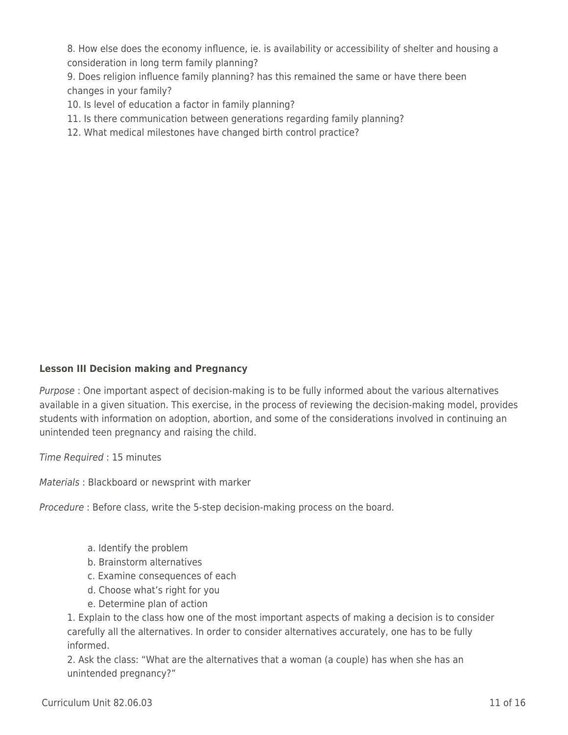8. How else does the economy influence, ie. is availability or accessibility of shelter and housing a consideration in long term family planning?
9. Does religion influence family planning? has this remained the same or have there been changes in your family?
10. Is level of education a factor in family planning?
11. Is there communication between generations regarding family planning?
12. What medical milestones have changed birth control practice?

**Lesson III Decision making and Pregnancy**

*Purpose* : One important aspect of decision-making is to be fully informed about the various alternatives available in a given situation. This exercise, in the process of reviewing the decision-making model, provides students with information on adoption, abortion, and some of the considerations involved in continuing an unintended teen pregnancy and raising the child.

*Time Required* : 15 minutes

*Materials* : Blackboard or newsprint with marker

*Procedure* : Before class, write the 5-step decision-making process on the board.

a. Identify the problem
b. Brainstorm alternatives
c. Examine consequences of each
d. Choose what's right for you
e. Determine plan of action

1. Explain to the class how one of the most important aspects of making a decision is to consider carefully all the alternatives. In order to consider alternatives accurately, one has to be fully informed.
2. Ask the class: "What are the alternatives that a woman (a couple) has when she has an unintended pregnancy?"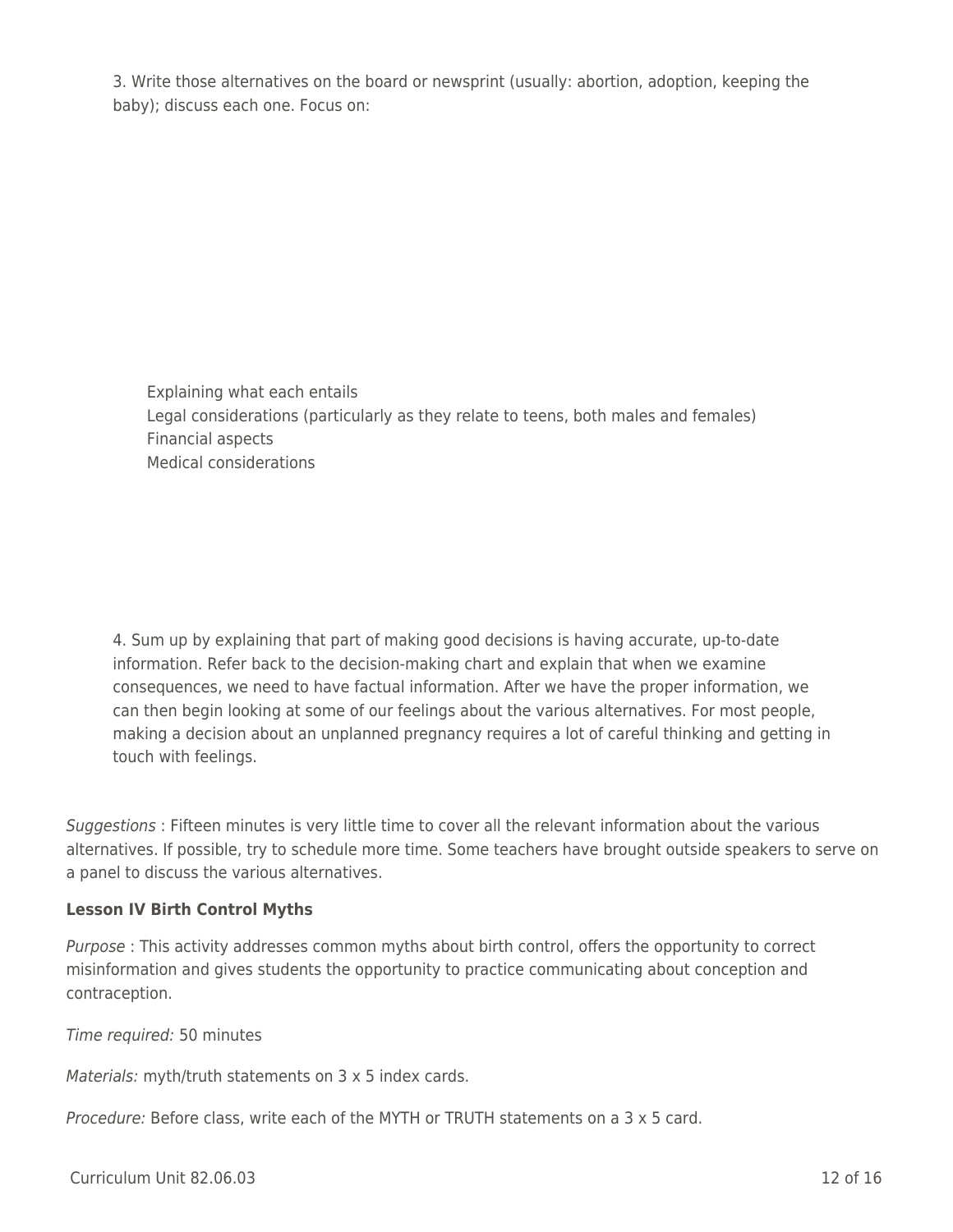3. Write those alternatives on the board or newsprint (usually: abortion, adoption, keeping the baby); discuss each one. Focus on:

- Explaining what each entails
- Legal considerations (particularly as they relate to teens, both males and females)
- Financial aspects
- Medical considerations

4. Sum up by explaining that part of making good decisions is having accurate, up-to-date information. Refer back to the decision-making chart and explain that when we examine consequences, we need to have factual information. After we have the proper information, we can then begin looking at some of our feelings about the various alternatives. For most people, making a decision about an unplanned pregnancy requires a lot of careful thinking and getting in touch with feelings.

*Suggestions* : Fifteen minutes is very little time to cover all the relevant information about the various alternatives. If possible, try to schedule more time. Some teachers have brought outside speakers to serve on a panel to discuss the various alternatives.

**Lesson IV Birth Control Myths**

*Purpose* : This activity addresses common myths about birth control, offers the opportunity to correct misinformation and gives students the opportunity to practice communicating about conception and contraception.

*Time required:* 50 minutes

*Materials:* myth/truth statements on 3 x 5 index cards.

*Procedure:* Before class, write each of the MYTH or TRUTH statements on a 3 x 5 card.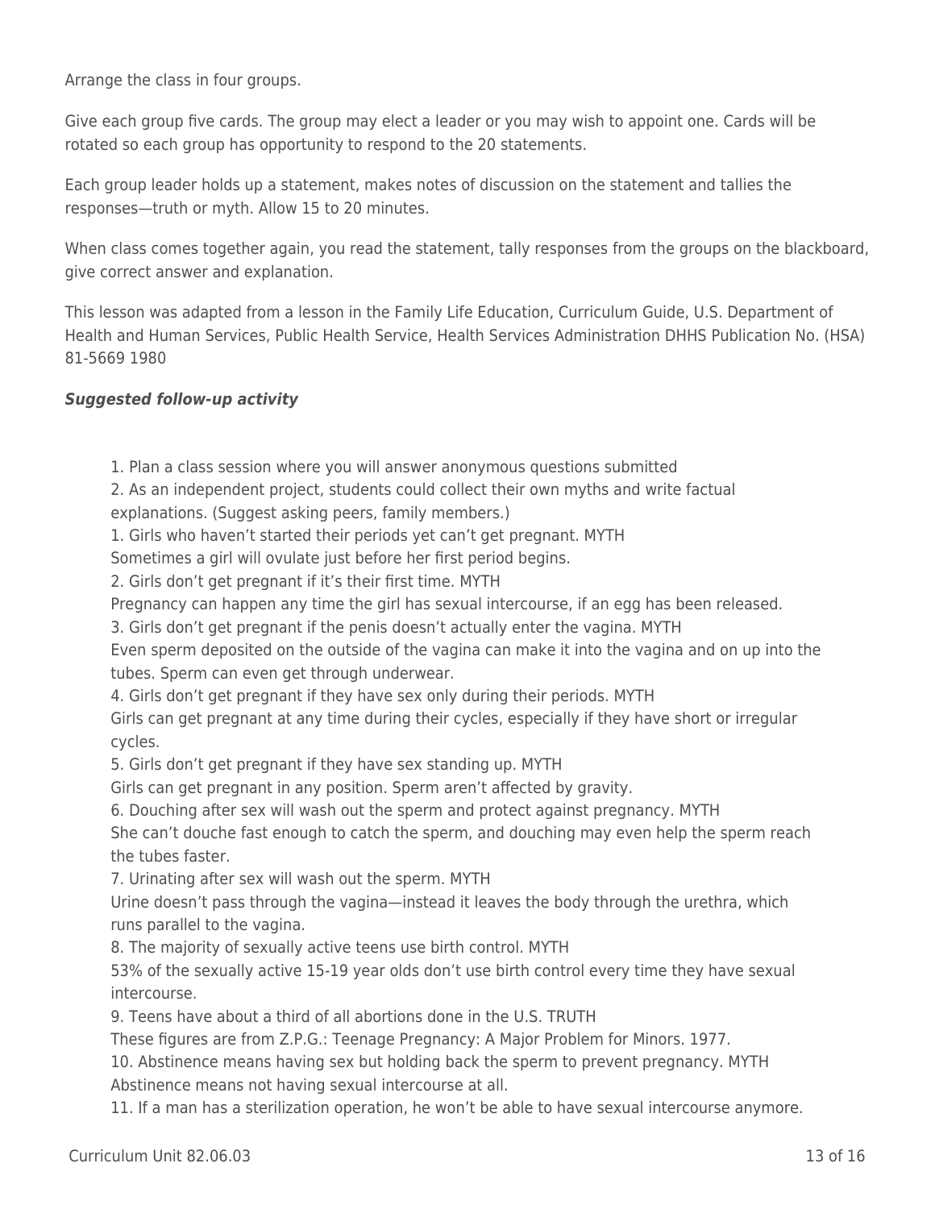Arrange the class in four groups.

Give each group five cards. The group may elect a leader or you may wish to appoint one. Cards will be rotated so each group has opportunity to respond to the 20 statements.

Each group leader holds up a statement, makes notes of discussion on the statement and tallies the responses—truth or myth. Allow 15 to 20 minutes.

When class comes together again, you read the statement, tally responses from the groups on the blackboard, give correct answer and explanation.

This lesson was adapted from a lesson in the Family Life Education, Curriculum Guide, U.S. Department of Health and Human Services, Public Health Service, Health Services Administration DHHS Publication No. (HSA) 81-5669 1980

***Suggested follow-up activity***

1. Plan a class session where you will answer anonymous questions submitted
2. As an independent project, students could collect their own myths and write factual explanations. (Suggest asking peers, family members.)

1. Girls who haven't started their periods yet can't get pregnant. MYTH
Sometimes a girl will ovulate just before her first period begins.
2. Girls don't get pregnant if it's their first time. MYTH
Pregnancy can happen any time the girl has sexual intercourse, if an egg has been released.
3. Girls don't get pregnant if the penis doesn't actually enter the vagina. MYTH
Even sperm deposited on the outside of the vagina can make it into the vagina and on up into the tubes. Sperm can even get through underwear.
4. Girls don't get pregnant if they have sex only during their periods. MYTH
Girls can get pregnant at any time during their cycles, especially if they have short or irregular cycles.
5. Girls don't get pregnant if they have sex standing up. MYTH
Girls can get pregnant in any position. Sperm aren't affected by gravity.
6. Douching after sex will wash out the sperm and protect against pregnancy. MYTH
She can't douche fast enough to catch the sperm, and douching may even help the sperm reach the tubes faster.
7. Urinating after sex will wash out the sperm. MYTH
Urine doesn't pass through the vagina—instead it leaves the body through the urethra, which runs parallel to the vagina.
8. The majority of sexually active teens use birth control. MYTH
53% of the sexually active 15-19 year olds don't use birth control every time they have sexual intercourse.
9. Teens have about a third of all abortions done in the U.S. TRUTH
These figures are from Z.P.G.: Teenage Pregnancy: A Major Problem for Minors. 1977.
10. Abstinence means having sex but holding back the sperm to prevent pregnancy. MYTH
Abstinence means not having sexual intercourse at all.
11. If a man has a sterilization operation, he won't be able to have sexual intercourse anymore.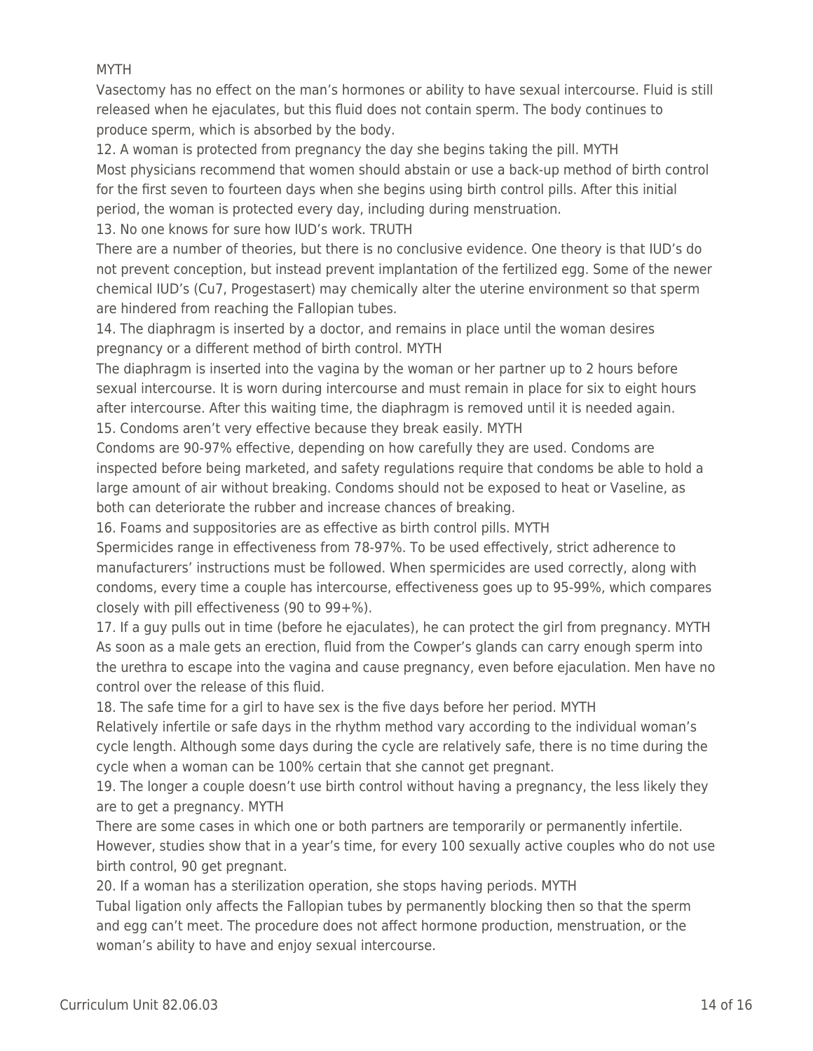MYTH

Vasectomy has no effect on the man's hormones or ability to have sexual intercourse. Fluid is still released when he ejaculates, but this fluid does not contain sperm. The body continues to produce sperm, which is absorbed by the body.

12. A woman is protected from pregnancy the day she begins taking the pill. MYTH

Most physicians recommend that women should abstain or use a back-up method of birth control for the first seven to fourteen days when she begins using birth control pills. After this initial period, the woman is protected every day, including during menstruation.

13. No one knows for sure how IUD's work. TRUTH

There are a number of theories, but there is no conclusive evidence. One theory is that IUD's do not prevent conception, but instead prevent implantation of the fertilized egg. Some of the newer chemical IUD's (Cu7, Progestasert) may chemically alter the uterine environment so that sperm are hindered from reaching the Fallopian tubes.

14. The diaphragm is inserted by a doctor, and remains in place until the woman desires pregnancy or a different method of birth control. MYTH

The diaphragm is inserted into the vagina by the woman or her partner up to 2 hours before sexual intercourse. It is worn during intercourse and must remain in place for six to eight hours after intercourse. After this waiting time, the diaphragm is removed until it is needed again.

15. Condoms aren't very effective because they break easily. MYTH

Condoms are 90-97% effective, depending on how carefully they are used. Condoms are inspected before being marketed, and safety regulations require that condoms be able to hold a large amount of air without breaking. Condoms should not be exposed to heat or Vaseline, as both can deteriorate the rubber and increase chances of breaking.

16. Foams and suppositories are as effective as birth control pills. MYTH

Spermicides range in effectiveness from 78-97%. To be used effectively, strict adherence to manufacturers' instructions must be followed. When spermicides are used correctly, along with condoms, every time a couple has intercourse, effectiveness goes up to 95-99%, which compares closely with pill effectiveness (90 to 99+%).

17. If a guy pulls out in time (before he ejaculates), he can protect the girl from pregnancy. MYTH

As soon as a male gets an erection, fluid from the Cowper's glands can carry enough sperm into the urethra to escape into the vagina and cause pregnancy, even before ejaculation. Men have no control over the release of this fluid.

18. The safe time for a girl to have sex is the five days before her period. MYTH

Relatively infertile or safe days in the rhythm method vary according to the individual woman's cycle length. Although some days during the cycle are relatively safe, there is no time during the cycle when a woman can be 100% certain that she cannot get pregnant.

19. The longer a couple doesn't use birth control without having a pregnancy, the less likely they are to get a pregnancy. MYTH

There are some cases in which one or both partners are temporarily or permanently infertile. However, studies show that in a year's time, for every 100 sexually active couples who do not use birth control, 90 get pregnant.

20. If a woman has a sterilization operation, she stops having periods. MYTH

Tubal ligation only affects the Fallopian tubes by permanently blocking then so that the sperm and egg can't meet. The procedure does not affect hormone production, menstruation, or the woman's ability to have and enjoy sexual intercourse.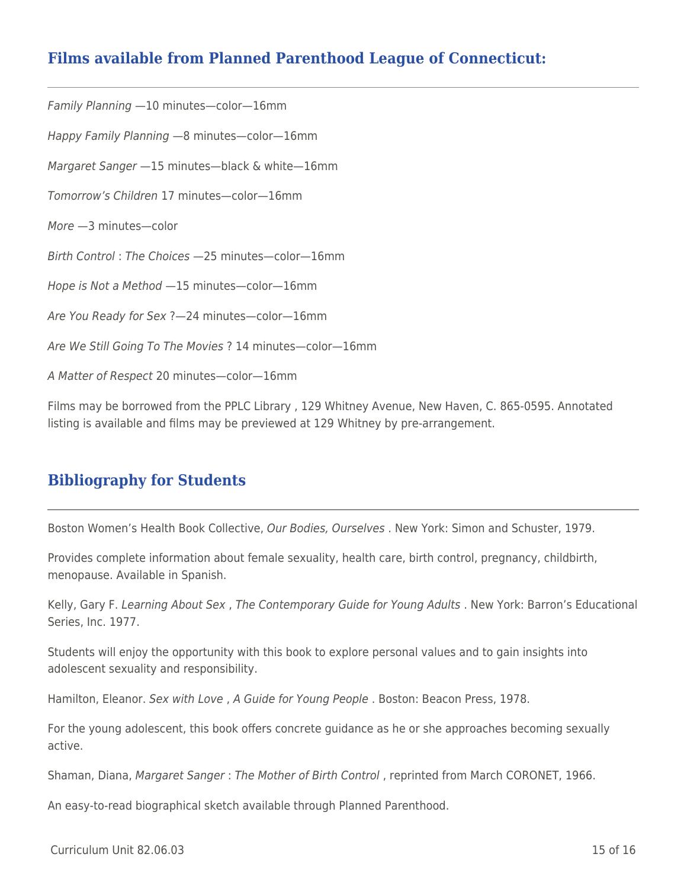## Films available from Planned Parenthood League of Connecticut:

*Family Planning* —10 minutes—color—16mm

*Happy Family Planning* —8 minutes—color—16mm

*Margaret Sanger* —15 minutes—black & white—16mm

*Tomorrow's Children* 17 minutes—color—16mm

*More* —3 minutes—color

*Birth Control* : *The Choices* —25 minutes—color—16mm

*Hope is Not a Method* —15 minutes—color—16mm

*Are You Ready for Sex* ?—24 minutes—color—16mm

*Are We Still Going To The Movies* ? 14 minutes—color—16mm

*A Matter of Respect* 20 minutes—color—16mm

Films may be borrowed from the PPLC Library , 129 Whitney Avenue, New Haven, C. 865-0595. Annotated listing is available and films may be previewed at 129 Whitney by pre-arrangement.

## Bibliography for Students

Boston Women's Health Book Collective, *Our Bodies, Ourselves* . New York: Simon and Schuster, 1979.

Provides complete information about female sexuality, health care, birth control, pregnancy, childbirth, menopause. Available in Spanish.

Kelly, Gary F. *Learning About Sex* , *The Contemporary Guide for Young Adults* . New York: Barron's Educational Series, Inc. 1977.

Students will enjoy the opportunity with this book to explore personal values and to gain insights into adolescent sexuality and responsibility.

Hamilton, Eleanor. *Sex with Love* , *A Guide for Young People* . Boston: Beacon Press, 1978.

For the young adolescent, this book offers concrete guidance as he or she approaches becoming sexually active.

Shaman, Diana, *Margaret Sanger* : *The Mother of Birth Control* , reprinted from March CORONET, 1966.

An easy-to-read biographical sketch available through Planned Parenthood.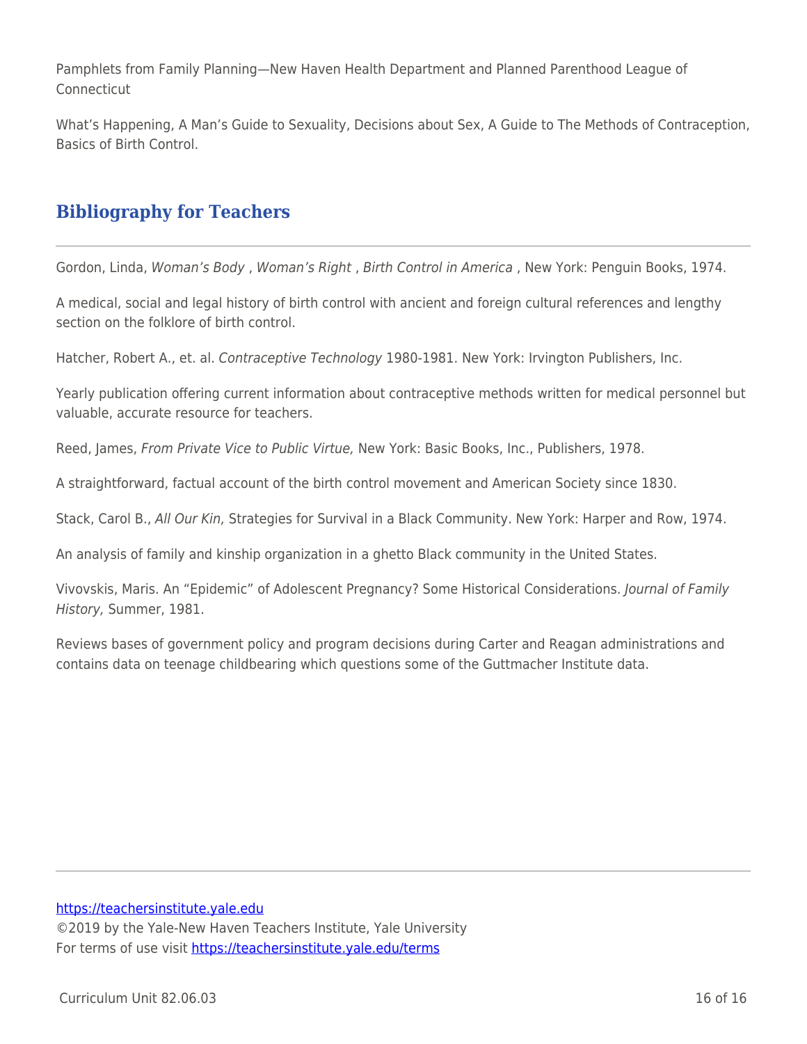Pamphlets from Family Planning—New Haven Health Department and Planned Parenthood League of Connecticut

What's Happening, A Man's Guide to Sexuality, Decisions about Sex, A Guide to The Methods of Contraception, Basics of Birth Control.

## Bibliography for Teachers

Gordon, Linda, *Woman's Body* , *Woman's Right* , *Birth Control in America* , New York: Penguin Books, 1974.

A medical, social and legal history of birth control with ancient and foreign cultural references and lengthy section on the folklore of birth control.

Hatcher, Robert A., et. al. *Contraceptive Technology* 1980-1981. New York: Irvington Publishers, Inc.

Yearly publication offering current information about contraceptive methods written for medical personnel but valuable, accurate resource for teachers.

Reed, James, *From Private Vice to Public Virtue,* New York: Basic Books, Inc., Publishers, 1978.

A straightforward, factual account of the birth control movement and American Society since 1830.

Stack, Carol B., *All Our Kin,* Strategies for Survival in a Black Community. New York: Harper and Row, 1974.

An analysis of family and kinship organization in a ghetto Black community in the United States.

Vivovskis, Maris. An "Epidemic" of Adolescent Pregnancy? Some Historical Considerations. *Journal of Family History,* Summer, 1981.

Reviews bases of government policy and program decisions during Carter and Reagan administrations and contains data on teenage childbearing which questions some of the Guttmacher Institute data.

https://teachersinstitute.yale.edu
©2019 by the Yale-New Haven Teachers Institute, Yale University
For terms of use visit https://teachersinstitute.yale.edu/terms

Curriculum Unit 82.06.03